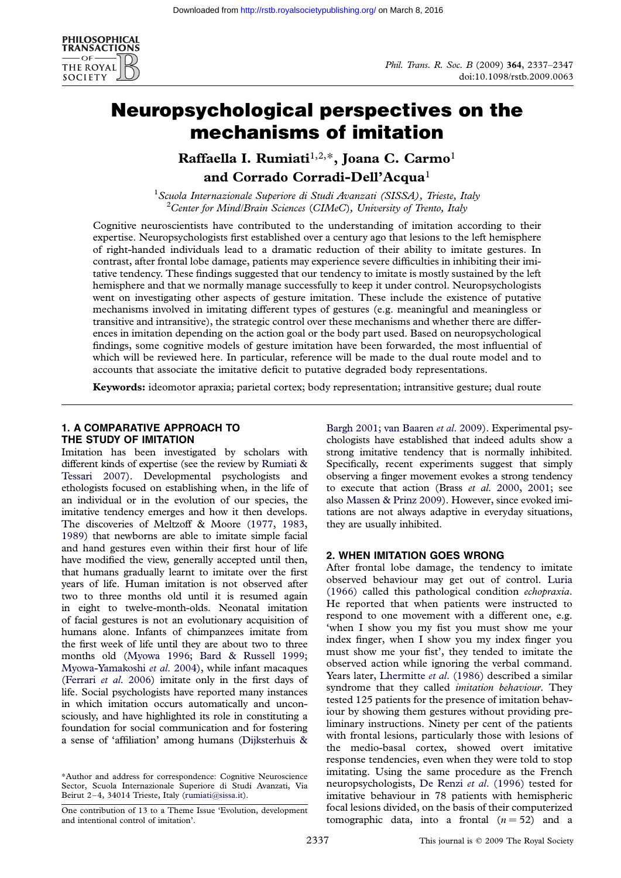# Neuropsychological perspectives on the mechanisms of imitation

**Raffaella I. Rumiati[1,2,*], Joana C. Carmo[1] and Corrado Corradi-Dell'Acqua[1]**

[1]*Scuola Internazionale Superiore di Studi Avanzati (SISSA), Trieste, Italy*
[2]*Center for Mind/Brain Sciences (CIMeC), University of Trento, Italy*

Cognitive neuroscientists have contributed to the understanding of imitation according to their expertise. Neuropsychologists first established over a century ago that lesions to the left hemisphere of right-handed individuals lead to a dramatic reduction of their ability to imitate gestures. In contrast, after frontal lobe damage, patients may experience severe difficulties in inhibiting their imitative tendency. These findings suggested that our tendency to imitate is mostly sustained by the left hemisphere and that we normally manage successfully to keep it under control. Neuropsychologists went on investigating other aspects of gesture imitation. These include the existence of putative mechanisms involved in imitating different types of gestures (e.g. meaningful and meaningless or transitive and intransitive), the strategic control over these mechanisms and whether there are differences in imitation depending on the action goal or the body part used. Based on neuropsychological findings, some cognitive models of gesture imitation have been forwarded, the most influential of which will be reviewed here. In particular, reference will be made to the dual route model and to accounts that associate the imitative deficit to putative degraded body representations.

**Keywords:** ideomotor apraxia; parietal cortex; body representation; intransitive gesture; dual route

## 1. A COMPARATIVE APPROACH TO THE STUDY OF IMITATION

Imitation has been investigated by scholars with different kinds of expertise (see the review by Rumiati & Tessari 2007). Developmental psychologists and ethologists focused on establishing when, in the life of an individual or in the evolution of our species, the imitative tendency emerges and how it then develops. The discoveries of Meltzoff & Moore (1977, 1983, 1989) that newborns are able to imitate simple facial and hand gestures even within their first hour of life have modified the view, generally accepted until then, that humans gradually learnt to imitate over the first years of life. Human imitation is not observed after two to three months old until it is resumed again in eight to twelve-month-olds. Neonatal imitation of facial gestures is not an evolutionary acquisition of humans alone. Infants of chimpanzees imitate from the first week of life until they are about two to three months old (Myowa 1996; Bard & Russell 1999; Myowa-Yamakoshi *et al.* 2004), while infant macaques (Ferrari *et al.* 2006) imitate only in the first days of life. Social psychologists have reported many instances in which imitation occurs automatically and unconsciously, and have highlighted its role in constituting a foundation for social communication and for fostering a sense of 'affiliation' among humans (Dijksterhuis & Bargh 2001; van Baaren *et al.* 2009). Experimental psychologists have established that indeed adults show a strong imitative tendency that is normally inhibited. Specifically, recent experiments suggest that simply observing a finger movement evokes a strong tendency to execute that action (Brass *et al.* 2000, 2001; see also Massen & Prinz 2009). However, since evoked imitations are not always adaptive in everyday situations, they are usually inhibited.

## 2. WHEN IMITATION GOES WRONG

After frontal lobe damage, the tendency to imitate observed behaviour may get out of control. Luria (1966) called this pathological condition *echopraxia*. He reported that when patients were instructed to respond to one movement with a different one, e.g. 'when I show you my fist you must show me your index finger, when I show you my index finger you must show me your fist', they tended to imitate the observed action while ignoring the verbal command. Years later, Lhermitte *et al.* (1986) described a similar syndrome that they called *imitation behaviour*. They tested 125 patients for the presence of imitation behaviour by showing them gestures without providing preliminary instructions. Ninety per cent of the patients with frontal lesions, particularly those with lesions of the medio-basal cortex, showed overt imitative response tendencies, even when they were told to stop imitating. Using the same procedure as the French neuropsychologists, De Renzi *et al.* (1996) tested for imitative behaviour in 78 patients with hemispheric focal lesions divided, on the basis of their computerized tomographic data, into a frontal ($n = 52$) and a

---

*Author and address for correspondence: Cognitive Neuroscience Sector, Scuola Internazionale Superiore di Studi Avanzati, Via Beirut 2–4, 34014 Trieste, Italy (rumiati@sissa.it).

One contribution of 13 to a Theme Issue 'Evolution, development and intentional control of imitation'.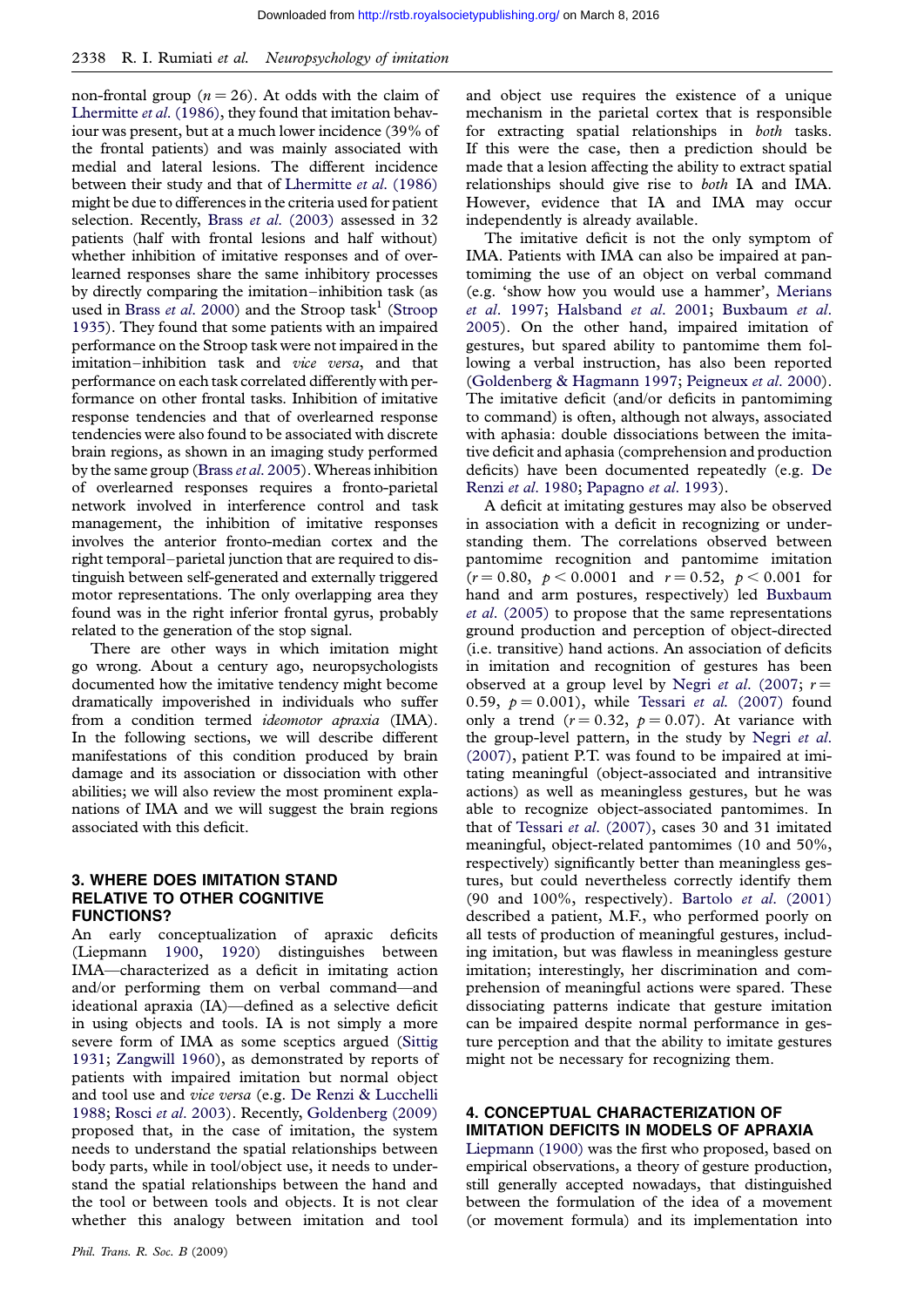non-frontal group ($n = 26$). At odds with the claim of Lhermitte *et al.* (1986), they found that imitation behaviour was present, but at a much lower incidence (39% of the frontal patients) and was mainly associated with medial and lateral lesions. The different incidence between their study and that of Lhermitte *et al.* (1986) might be due to differences in the criteria used for patient selection. Recently, Brass *et al.* (2003) assessed in 32 patients (half with frontal lesions and half without) whether inhibition of imitative responses and of overlearned responses share the same inhibitory processes by directly comparing the imitation–inhibition task (as used in Brass *et al.* 2000) and the Stroop task[1] (Stroop 1935). They found that some patients with an impaired performance on the Stroop task were not impaired in the imitation–inhibition task and *vice versa*, and that performance on each task correlated differently with performance on other frontal tasks. Inhibition of imitative response tendencies and that of overlearned response tendencies were also found to be associated with discrete brain regions, as shown in an imaging study performed by the same group (Brass *et al.* 2005). Whereas inhibition of overlearned responses requires a fronto-parietal network involved in interference control and task management, the inhibition of imitative responses involves the anterior fronto-median cortex and the right temporal–parietal junction that are required to distinguish between self-generated and externally triggered motor representations. The only overlapping area they found was in the right inferior frontal gyrus, probably related to the generation of the stop signal.

There are other ways in which imitation might go wrong. About a century ago, neuropsychologists documented how the imitative tendency might become dramatically impoverished in individuals who suffer from a condition termed *ideomotor apraxia* (IMA). In the following sections, we will describe different manifestations of this condition produced by brain damage and its association or dissociation with other abilities; we will also review the most prominent explanations of IMA and we will suggest the brain regions associated with this deficit.

## 3. WHERE DOES IMITATION STAND RELATIVE TO OTHER COGNITIVE FUNCTIONS?

An early conceptualization of apraxic deficits (Liepmann 1900, 1920) distinguishes between IMA—characterized as a deficit in imitating action and/or performing them on verbal command—and ideational apraxia (IA)—defined as a selective deficit in using objects and tools. IA is not simply a more severe form of IMA as some sceptics argued (Sittig 1931; Zangwill 1960), as demonstrated by reports of patients with impaired imitation but normal object and tool use and *vice versa* (e.g. De Renzi & Lucchelli 1988; Rosci *et al.* 2003). Recently, Goldenberg (2009) proposed that, in the case of imitation, the system needs to understand the spatial relationships between body parts, while in tool/object use, it needs to understand the spatial relationships between the hand and the tool or between tools and objects. It is not clear whether this analogy between imitation and tool and object use requires the existence of a unique mechanism in the parietal cortex that is responsible for extracting spatial relationships in *both* tasks. If this were the case, then a prediction should be made that a lesion affecting the ability to extract spatial relationships should give rise to *both* IA and IMA. However, evidence that IA and IMA may occur independently is already available.

The imitative deficit is not the only symptom of IMA. Patients with IMA can also be impaired at pantomiming the use of an object on verbal command (e.g. 'show how you would use a hammer', Merians *et al.* 1997; Halsband *et al.* 2001; Buxbaum *et al.* 2005). On the other hand, impaired imitation of gestures, but spared ability to perform them following a verbal instruction, has also been reported (Goldenberg & Hagmann 1997; Peigneux *et al.* 2000). The imitative deficit (and/or deficits in pantomiming to command) is often, although not always, associated with aphasia: double dissociations between the imitative deficit and aphasia (comprehension and production deficits) have been documented repeatedly (e.g. De Renzi *et al.* 1980; Papagno *et al.* 1993).

A deficit at imitating gestures may also be observed in association with a deficit in recognizing or understanding them. The correlations observed between pantomime recognition and pantomime imitation ($r = 0.80$, $p < 0.0001$ and $r = 0.52$, $p < 0.001$ for hand and arm postures, respectively) led Buxbaum *et al.* (2005) to propose that the same representations ground production and perception of object-directed (i.e. transitive) hand actions. An association of deficits in imitation and recognition of gestures has been observed at a group level by Negri *et al.* (2007; $r = 0.59$, $p = 0.001$), while Tessari *et al.* (2007) found only a trend ($r = 0.32$, $p = 0.07$). At variance with the group-level pattern, in the study by Negri *et al.* (2007), patient P.T. was found to be impaired at imitating meaningful (object-associated and intransitive actions) as well as meaningless gestures, but he was able to recognize object-associated pantomimes. In that of Tessari *et al.* (2007), cases 30 and 31 imitated meaningful, object-related pantomimes (10 and 50%, respectively) significantly better than meaningless gestures, but could nevertheless correctly identify them (90 and 100%, respectively). Bartolo *et al.* (2001) described a patient, M.F., who performed poorly on all tests of production of meaningful gestures, including imitation, but was flawless in meaningless gesture imitation; interestingly, her discrimination and comprehension of meaningful actions were spared. These dissociating patterns indicate that gesture imitation can be impaired despite normal performance in gesture perception and that the ability to imitate gestures might not be necessary for recognizing them.

## 4. CONCEPTUAL CHARACTERIZATION OF IMITATION DEFICITS IN MODELS OF APRAXIA

Liepmann (1900) was the first who proposed, based on empirical observations, a theory of gesture production, still generally accepted nowadays, that distinguished between the formulation of the idea of a movement (or movement formula) and its implementation into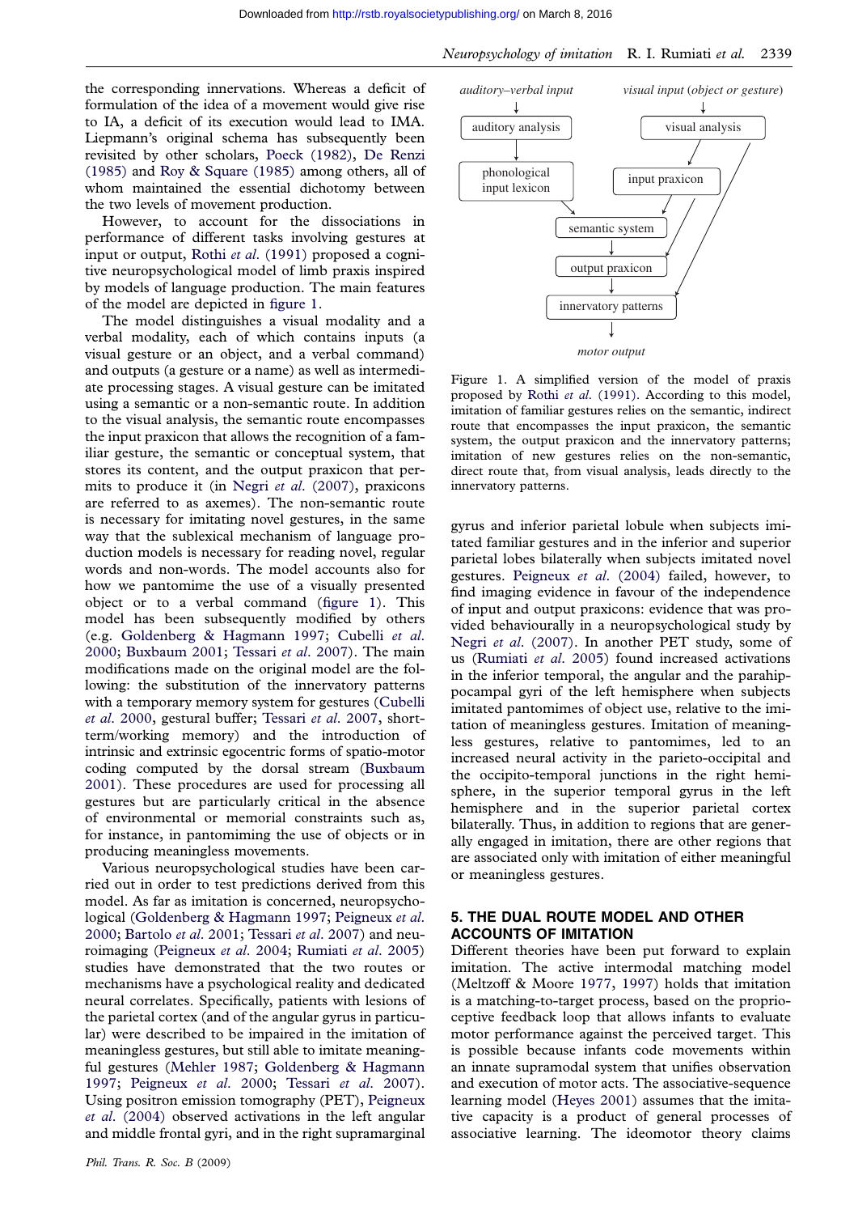the corresponding innervations. Whereas a deficit of formulation of the idea of a movement would give rise to IA, a deficit of its execution would lead to IMA. Liepmann's original schema has subsequently been revisited by other scholars, Poeck (1982), De Renzi (1985) and Roy & Square (1985) among others, all of whom maintained the essential dichotomy between the two levels of movement production.

However, to account for the dissociations in performance of different tasks involving gestures at input or output, Rothi *et al.* (1991) proposed a cognitive neuropsychological model of limb praxis inspired by models of language production. The main features of the model are depicted in figure 1.

The model distinguishes a visual modality and a verbal modality, each of which contains inputs (a visual gesture or an object, and a verbal command) and outputs (a gesture or a name) as well as intermediate processing stages. A visual gesture can be imitated using a semantic or a non-semantic route. In addition to the visual analysis, the semantic route encompasses the input praxicon that allows the recognition of a familiar gesture, the semantic or conceptual system, that stores its content, and the output praxicon that permits to produce it (in Negri *et al.* (2007), praxicons are referred to as axemes). The non-semantic route is necessary for imitating novel gestures, in the same way that the sublexical mechanism of language production models is necessary for reading novel, regular words and non-words. The model accounts also for how we pantomime the use of a visually presented object or to a verbal command (figure 1). This model has been subsequently modified by others (e.g. Goldenberg & Hagmann 1997; Cubelli *et al.* 2000; Buxbaum 2001; Tessari *et al.* 2007). The main modifications made on the original model are the following: the substitution of the innervatory patterns with a temporary memory system for gestures (Cubelli *et al.* 2000, gestural buffer; Tessari *et al.* 2007, short-term/working memory) and the introduction of intrinsic and extrinsic egocentric forms of spatio-motor coding computed by the dorsal stream (Buxbaum 2001). These procedures are used for processing all gestures but are particularly critical in the absence of environmental or memorial constraints such as, for instance, in pantomiming the use of objects or in producing meaningless movements.

Various neuropsychological studies have been carried out in order to test predictions derived from this model. As far as imitation is concerned, neuropsychological (Goldenberg & Hagmann 1997; Peigneux *et al.* 2000; Bartolo *et al.* 2001; Tessari *et al.* 2007) and neuroimaging (Peigneux *et al.* 2004; Rumiati *et al.* 2005) studies have demonstrated that the two routes or mechanisms have a psychological reality and dedicated neural correlates. Specifically, patients with lesions of the parietal cortex (and of the angular gyrus in particular) were described to be impaired in the imitation of meaningless gestures, but still able to imitate meaningful gestures (Mehler 1987; Goldenberg & Hagmann 1997; Peigneux *et al.* 2000; Tessari *et al.* 2007). Using positron emission tomography (PET), Peigneux *et al.* (2004) observed activations in the left angular and middle frontal gyri, and in the right supramarginal gyrus and inferior parietal lobule when subjects imitated familiar gestures and in the inferior and superior parietal lobes bilaterally when subjects imitated novel gestures. Peigneux *et al.* (2004) failed, however, to find imaging evidence in favour of the independence of input and output praxicons: evidence that was provided behaviourally in a neuropsychological study by Negri *et al.* (2007). In another PET study, some of us (Rumiati *et al.* 2005) found increased activations in the inferior temporal, the angular and the parahippocampal gyri of the left hemisphere when subjects imitated pantomimes of object use, relative to the imitation of meaningless gestures. Imitation of meaningless gestures, relative to pantomimes, led to an increased neural activity in the parieto-occipital and the occipito-temporal junctions in the right hemisphere, in the superior temporal gyrus in the left hemisphere and in the superior parietal cortex bilaterally. Thus, in addition to regions that are generally engaged in imitation, there are other regions that are associated only with imitation of either meaningful or meaningless gestures.

*auditory–verbal input* → auditory analysis → phonological input lexicon → semantic system

*visual input (object or gesture)* → visual analysis → input praxicon → semantic system / output praxicon

semantic system → output praxicon → innervatory patterns → *motor output*

visual analysis → innervatory patterns

Figure 1. A simplified version of the model of praxis proposed by Rothi *et al.* (1991). According to this model, imitation of familiar gestures relies on the semantic, indirect route that encompasses the input praxicon, the semantic system, the output praxicon and the innervatory patterns; imitation of new gestures relies on the non-semantic, direct route that, from visual analysis, leads directly to the innervatory patterns.

## 5. THE DUAL ROUTE MODEL AND OTHER ACCOUNTS OF IMITATION

Different theories have been put forward to explain imitation. The active intermodal matching model (Meltzoff & Moore 1977, 1997) holds that imitation is a matching-to-target process, based on the proprioceptive feedback loop that allows infants to evaluate motor performance against the perceived target. This is possible because infants code movements within an innate supramodal system that unifies observation and execution of motor acts. The associative-sequence learning model (Heyes 2001) assumes that the imitative capacity is a product of general processes of associative learning. The ideomotor theory claims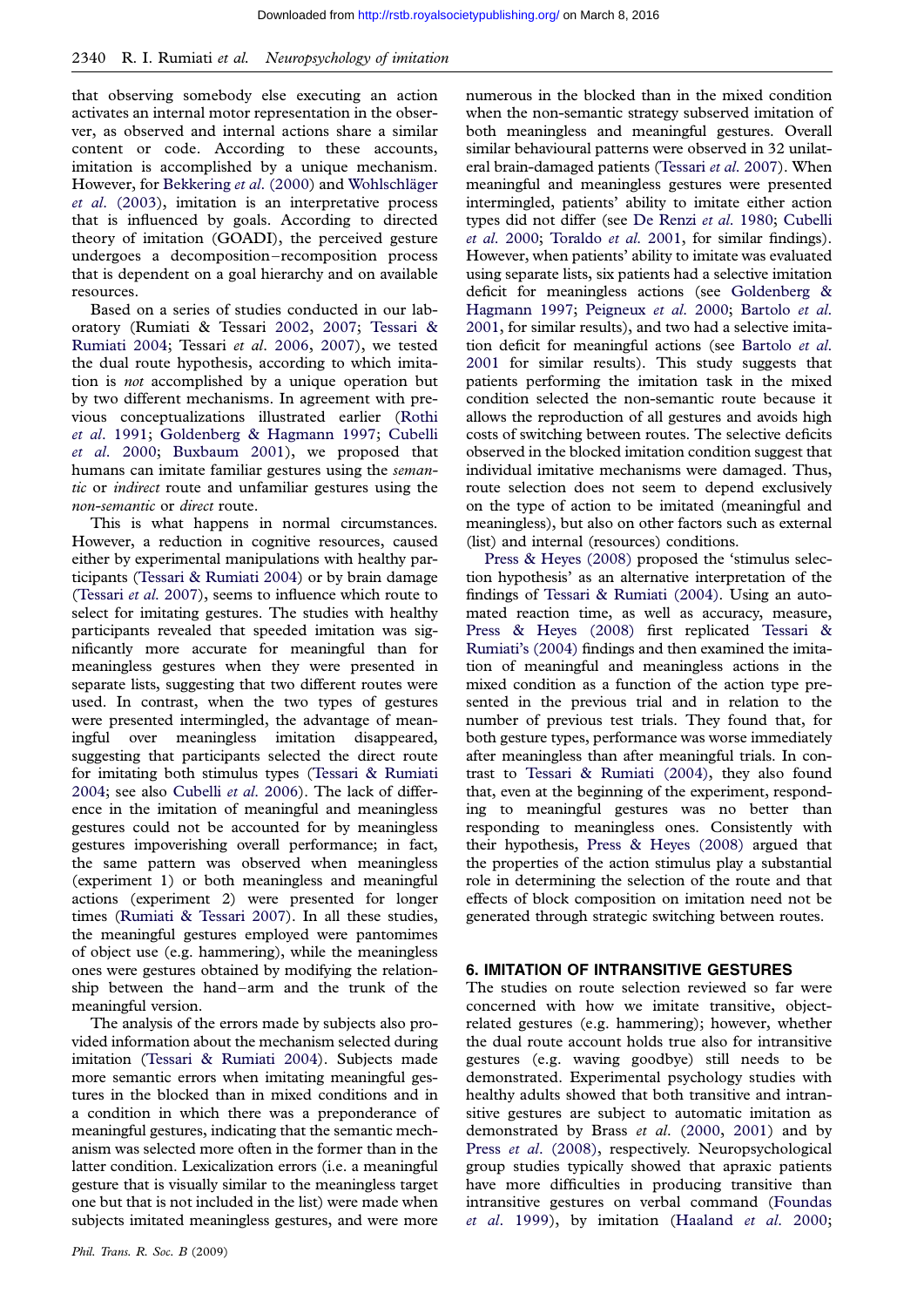that observing somebody else executing an action activates an internal motor representation in the observer, as observed and internal actions share a similar content or code. According to these accounts, imitation is accomplished by a unique mechanism. However, for Bekkering *et al*. (2000) and Wohlschläger *et al*. (2003), imitation is an interpretative process that is influenced by goals. According to directed theory of imitation (GOADI), the perceived gesture undergoes a decomposition–recomposition process that is dependent on a goal hierarchy and on available resources.

Based on a series of studies conducted in our laboratory (Rumiati & Tessari 2002, 2007; Tessari & Rumiati 2004; Tessari *et al*. 2006, 2007), we tested the dual route hypothesis, according to which imitation is *not* accomplished by a unique operation but by two different mechanisms. In agreement with previous conceptualizations illustrated earlier (Rothi *et al*. 1991; Goldenberg & Hagmann 1997; Cubelli *et al*. 2000; Buxbaum 2001), we proposed that humans can imitate familiar gestures using the *semantic* or *indirect* route and unfamiliar gestures using the *non-semantic* or *direct* route.

This is what happens in normal circumstances. However, a reduction in cognitive resources, caused either by experimental manipulations with healthy participants (Tessari & Rumiati 2004) or by brain damage (Tessari *et al*. 2007), seems to influence which route to select for imitating gestures. The studies with healthy participants revealed that speeded imitation was significantly more accurate for meaningful than for meaningless gestures when they were presented in separate lists, suggesting that two different routes were used. In contrast, when the two types of gestures were presented intermingled, the advantage of meaningful over meaningless imitation disappeared, suggesting that participants selected the direct route for imitating both stimulus types (Tessari & Rumiati 2004; see also Cubelli *et al*. 2006). The lack of difference in the imitation of meaningful and meaningless gestures could not be accounted for by meaningless gestures impoverishing overall performance; in fact, the same pattern was observed when meaningless (experiment 1) or both meaningless and meaningful actions (experiment 2) were presented for longer times (Rumiati & Tessari 2007). In all these studies, the meaningful gestures employed were pantomimes of object use (e.g. hammering), while the meaningless ones were gestures obtained by modifying the relationship between the hand–arm and the trunk of the meaningful version.

The analysis of the errors made by subjects also provided information about the mechanism selected during imitation (Tessari & Rumiati 2004). Subjects made more semantic errors when imitating meaningful gestures in the blocked than in mixed conditions and in a condition in which there was a preponderance of meaningful gestures, indicating that the semantic mechanism was selected more often in the former than in the latter condition. Lexicalization errors (i.e. a meaningful gesture that is visually similar to the meaningless target one but that is not included in the list) were made when subjects imitated meaningless gestures, and were more numerous in the blocked than in the mixed condition when the non-semantic strategy subserved imitation of both meaningless and meaningful gestures. Overall similar behavioural patterns were observed in 32 unilateral brain-damaged patients (Tessari *et al*. 2007). When meaningful and meaningless gestures were presented intermingled, patients' ability to imitate either action types did not differ (see De Renzi *et al*. 1980; Cubelli *et al*. 2000; Toraldo *et al*. 2001, for similar findings). However, when patients' ability to imitate was evaluated using separate lists, six patients had a selective imitation deficit for meaningless actions (see Goldenberg & Hagmann 1997; Peigneux *et al*. 2000; Bartolo *et al*. 2001, for similar results), and two had a selective imitation deficit for meaningful actions (see Bartolo *et al*. 2001 for similar results). This study suggests that patients performing the imitation task in the mixed condition selected the non-semantic route because it allows the reproduction of all gestures and avoids high costs of switching between routes. The selective deficits observed in the blocked imitation condition suggest that individual imitative mechanisms were damaged. Thus, route selection does not seem to depend exclusively on the type of action to be imitated (meaningful and meaningless), but also on other factors such as external (list) and internal (resources) conditions.

Press & Heyes (2008) proposed the 'stimulus selection hypothesis' as an alternative interpretation of the findings of Tessari & Rumiati (2004). Using an automated reaction time, as well as accuracy, measure, Press & Heyes (2008) first replicated Tessari & Rumiati's (2004) findings and then examined the imitation of meaningful and meaningless actions in the mixed condition as a function of the action type presented in the previous trial and in relation to the number of previous test trials. They found that, for both gesture types, performance was worse immediately after meaningless than after meaningful trials. In contrast to Tessari & Rumiati (2004), they also found that, even at the beginning of the experiment, responding to meaningful gestures was no better than responding to meaningless ones. Consistently with their hypothesis, Press & Heyes (2008) argued that the properties of the action stimulus play a substantial role in determining the selection of the route and that effects of block composition on imitation need not be generated through strategic switching between routes.

## 6. IMITATION OF INTRANSITIVE GESTURES

The studies on route selection reviewed so far were concerned with how we imitate transitive, object-related gestures (e.g. hammering); however, whether the dual route account holds true also for intransitive gestures (e.g. waving goodbye) still needs to be demonstrated. Experimental psychology studies with healthy adults showed that both transitive and intransitive gestures are subject to automatic imitation as demonstrated by Brass *et al*. (2000, 2001) and by Press *et al*. (2008), respectively. Neuropsychological group studies typically showed that apraxic patients have more difficulties in producing transitive than intransitive gestures on verbal command (Foundas *et al*. 1999), by imitation (Haaland *et al*. 2000;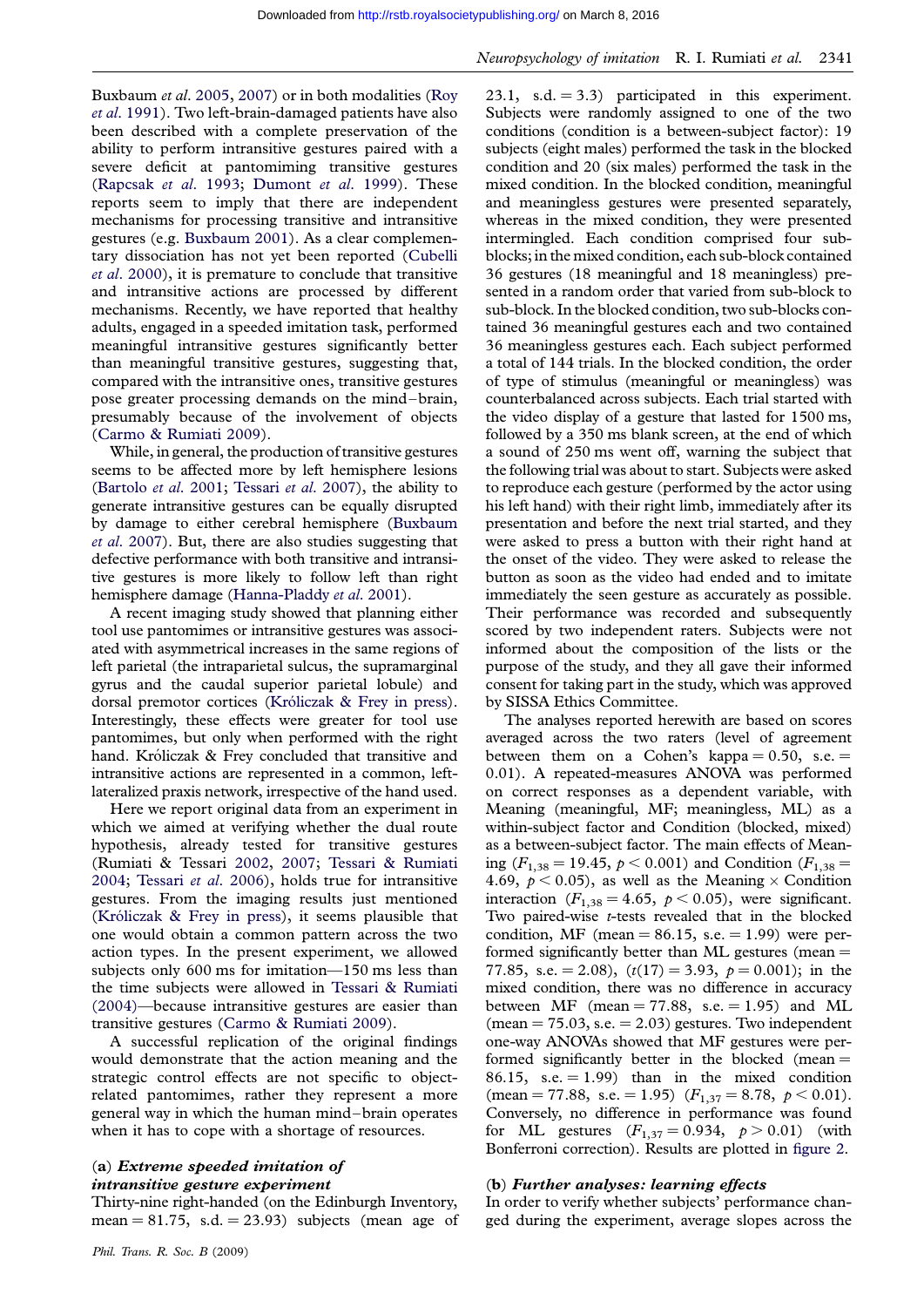Buxbaum *et al.* 2005, 2007) or in both modalities (Roy *et al.* 1991). Two left-brain-damaged patients have also been described with a complete preservation of the ability to perform intransitive gestures paired with a severe deficit at pantomiming transitive gestures (Rapcsak *et al.* 1993; Dumont *et al.* 1999). These reports seem to imply that there are independent mechanisms for processing transitive and intransitive gestures (e.g. Buxbaum 2001). As a clear complementary dissociation has not yet been reported (Cubelli *et al.* 2000), it is premature to conclude that transitive and intransitive actions are processed by different mechanisms. Recently, we have reported that healthy adults, engaged in a speeded imitation task, performed meaningful intransitive gestures significantly better than meaningful transitive gestures, suggesting that, compared with the intransitive ones, transitive gestures pose greater processing demands on the mind–brain, presumably because of the involvement of objects (Carmo & Rumiati 2009).

While, in general, the production of transitive gestures seems to be affected more by left hemisphere lesions (Bartolo *et al.* 2001; Tessari *et al.* 2007), the ability to generate intransitive gestures can be equally disrupted by damage to either cerebral hemisphere (Buxbaum *et al.* 2007). But, there are also studies suggesting that defective performance with both transitive and intransitive gestures is more likely to follow left than right hemisphere damage (Hanna-Pladdy *et al.* 2001).

A recent imaging study showed that planning either tool use pantomimes or intransitive gestures was associated with asymmetrical increases in the same regions of left parietal (the intraparietal sulcus, the supramarginal gyrus and the caudal superior parietal lobule) and dorsal premotor cortices (Króliczak & Frey in press). Interestingly, these effects were greater for tool use pantomimes, but only when performed with the right hand. Króliczak & Frey concluded that transitive and intransitive actions are represented in a common, left-lateralized praxis network, irrespective of the hand used.

Here we report original data from an experiment in which we aimed at verifying whether the dual route hypothesis, already tested for transitive gestures (Rumiati & Tessari 2002, 2007; Tessari & Rumiati 2004; Tessari *et al.* 2006), holds true for intransitive gestures. From the imaging results just mentioned (Króliczak & Frey in press), it seems plausible that one would obtain a common pattern across the two action types. In the present experiment, we allowed subjects only 600 ms for imitation—150 ms less than the time subjects were allowed in Tessari & Rumiati (2004)—because intransitive gestures are easier than transitive gestures (Carmo & Rumiati 2009).

A successful replication of the original findings would demonstrate that the action meaning and the strategic control effects are not specific to object-related pantomimes, rather they represent a more general way in which the human mind–brain operates when it has to cope with a shortage of resources.

### (a) *Extreme speeded imitation of intransitive gesture experiment*

Thirty-nine right-handed (on the Edinburgh Inventory, mean = 81.75, s.d. = 23.93) subjects (mean age of 23.1, s.d. = 3.3) participated in this experiment. Subjects were randomly assigned to one of the two conditions (condition is a between-subject factor): 19 subjects (eight males) performed the task in the blocked condition and 20 (six males) performed the task in the mixed condition. In the blocked condition, meaningful and meaningless gestures were presented separately, whereas in the mixed condition, they were presented intermingled. Each condition comprised four sub-blocks; in the mixed condition, each sub-block contained 36 gestures (18 meaningful and 18 meaningless) presented in a random order that varied from sub-block to sub-block. In the blocked condition, two sub-blocks contained 36 meaningful gestures each and two contained 36 meaningless gestures each. Each subject performed a total of 144 trials. In the blocked condition, the order of type of stimulus (meaningful or meaningless) was counterbalanced across subjects. Each trial started with the video display of a gesture that lasted for 1500 ms, followed by a 350 ms blank screen, at the end of which a sound of 250 ms went off, warning the subject that the following trial was about to start. Subjects were asked to reproduce each gesture (performed by the actor using his left hand) with their right limb, immediately after its presentation and before the next trial started, and they were asked to press a button with their right hand at the onset of the video. They were asked to release the button as soon as the video had ended and to imitate immediately the seen gesture as accurately as possible. Their performance was recorded and subsequently scored by two independent raters. Subjects were not informed about the composition of the lists or the purpose of the study, and they all gave their informed consent for taking part in the study, which was approved by SISSA Ethics Committee.

The analyses reported herewith are based on scores averaged across the two raters (level of agreement between them on a Cohen's kappa = 0.50, s.e. = 0.01). A repeated-measures ANOVA was performed on correct responses as a dependent variable, with Meaning (meaningful, MF; meaningless, ML) as a within-subject factor and Condition (blocked, mixed) as a between-subject factor. The main effects of Meaning ($F_{1,38} = 19.45$, $p < 0.001$) and Condition ($F_{1,38} = 4.69$, $p < 0.05$), as well as the Meaning × Condition interaction ($F_{1,38} = 4.65$, $p < 0.05$), were significant. Two paired-wise *t*-tests revealed that in the blocked condition, MF (mean = 86.15, s.e. = 1.99) were performed significantly better than ML gestures (mean = 77.85, s.e. = 2.08), ($t(17) = 3.93$, $p = 0.001$); in the mixed condition, there was no difference in accuracy between MF (mean = 77.88, s.e. = 1.95) and ML (mean = 75.03, s.e. = 2.03) gestures. Two independent one-way ANOVAs showed that MF gestures were performed significantly better in the blocked (mean = 86.15, s.e. = 1.99) than in the mixed condition (mean = 77.88, s.e. = 1.95) ($F_{1,37} = 8.78$, $p < 0.01$). Conversely, no difference in performance was found for ML gestures ($F_{1,37} = 0.934$, $p > 0.01$) (with Bonferroni correction). Results are plotted in figure 2.

### (b) *Further analyses: learning effects*

In order to verify whether subjects' performance changed during the experiment, average slopes across the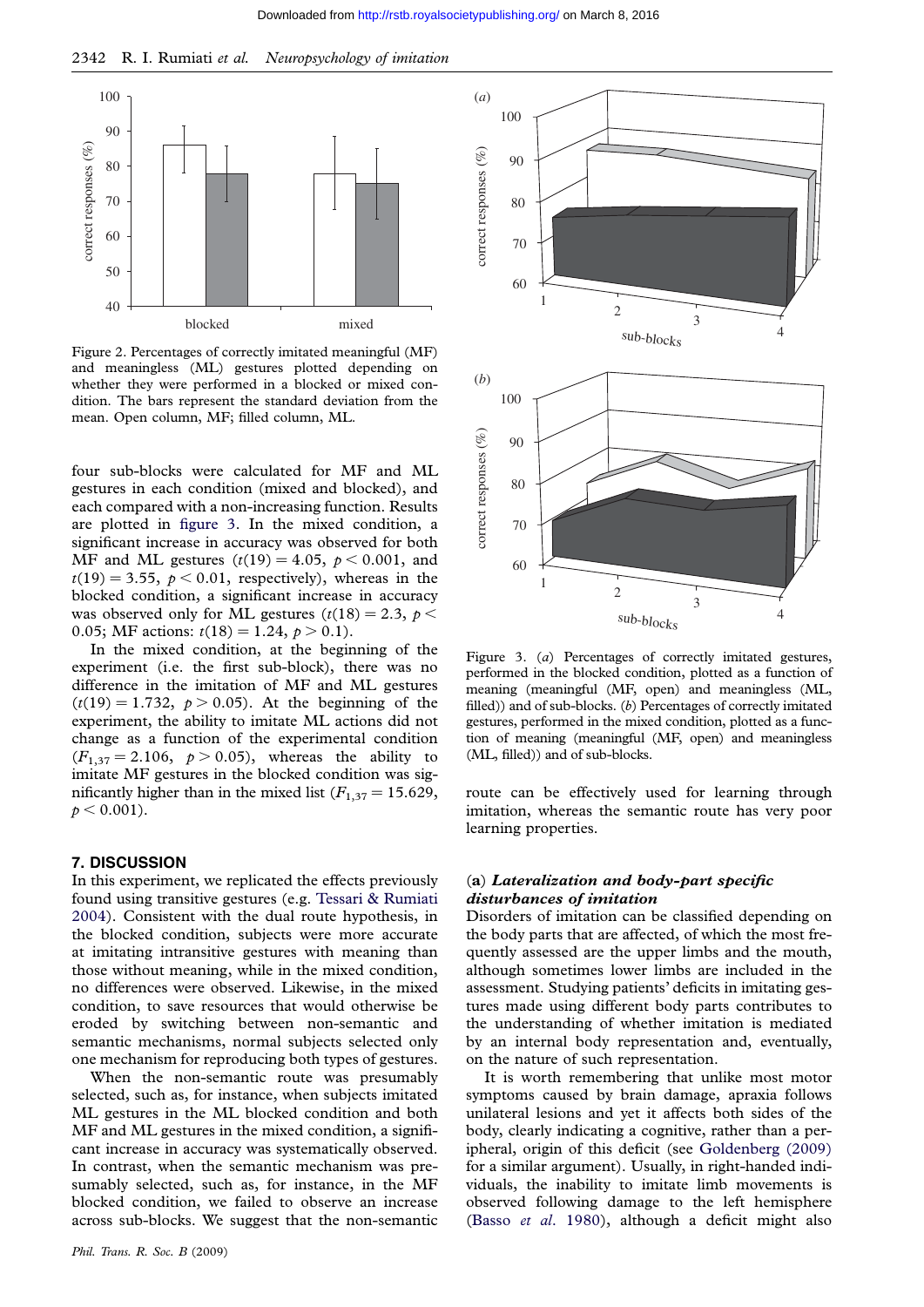Figure 2. Percentages of correctly imitated meaningful (MF) and meaningless (ML) gestures plotted depending on whether they were performed in a blocked or mixed condition. The bars represent the standard deviation from the mean. Open column, MF; filled column, ML.

four sub-blocks were calculated for MF and ML gestures in each condition (mixed and blocked), and each compared with a non-increasing function. Results are plotted in figure 3. In the mixed condition, a significant increase in accuracy was observed for both MF and ML gestures ($t(19) = 4.05$, $p < 0.001$, and $t(19) = 3.55$, $p < 0.01$, respectively), whereas in the blocked condition, a significant increase in accuracy was observed only for ML gestures ($t(18) = 2.3$, $p < 0.05$; MF actions: $t(18) = 1.24$, $p > 0.1$).

In the mixed condition, at the beginning of the experiment (i.e. the first sub-block), there was no difference in the imitation of MF and ML gestures ($t(19) = 1.732$, $p > 0.05$). At the beginning of the experiment, the ability to imitate ML actions did not change as a function of the experimental condition ($F_{1,37} = 2.106$, $p > 0.05$), whereas the ability to imitate MF gestures in the blocked condition was significantly higher than in the mixed list ($F_{1,37} = 15.629$, $p < 0.001$).

Figure 3. (*a*) Percentages of correctly imitated gestures, performed in the blocked condition, plotted as a function of meaning (meaningful (MF, open) and meaningless (ML, filled)) and of sub-blocks. (*b*) Percentages of correctly imitated gestures, performed in the mixed condition, plotted as a function of meaning (meaningful (MF, open) and meaningless (ML, filled)) and of sub-blocks.

## 7. DISCUSSION

In this experiment, we replicated the effects previously found using transitive gestures (e.g. Tessari & Rumiati 2004). Consistent with the dual route hypothesis, in the blocked condition, subjects were more accurate at imitating intransitive gestures with meaning than those without meaning, while in the mixed condition, no differences were observed. Likewise, in the mixed condition, to save resources that would otherwise be eroded by switching between non-semantic and semantic mechanisms, normal subjects selected only one mechanism for reproducing both types of gestures.

When the non-semantic route was presumably selected, such as, for instance, when subjects imitated ML gestures in the ML blocked condition and both MF and ML gestures in the mixed condition, a significant increase in accuracy was systematically observed. In contrast, when the semantic mechanism was presumably selected, such as, for instance, in the MF blocked condition, we failed to observe an increase across sub-blocks. We suggest that the non-semantic route can be effectively used for learning through imitation, whereas the semantic route has very poor learning properties.

### (a) *Lateralization and body-part specific disturbances of imitation*

Disorders of imitation can be classified depending on the body parts that are affected, of which the most frequently assessed are the upper limbs and the mouth, although sometimes lower limbs are included in the assessment. Studying patients' deficits in imitating gestures made using different body parts contributes to the understanding of whether imitation is mediated by an internal body representation and, eventually, on the nature of such representation.

It is worth remembering that unlike most motor symptoms caused by brain damage, apraxia follows unilateral lesions and yet it affects both sides of the body, clearly indicating a cognitive, rather than a peripheral, origin of this deficit (see Goldenberg (2009) for a similar argument). Usually, in right-handed individuals, the inability to imitate limb movements is observed following damage to the left hemisphere (Basso *et al*. 1980), although a deficit might also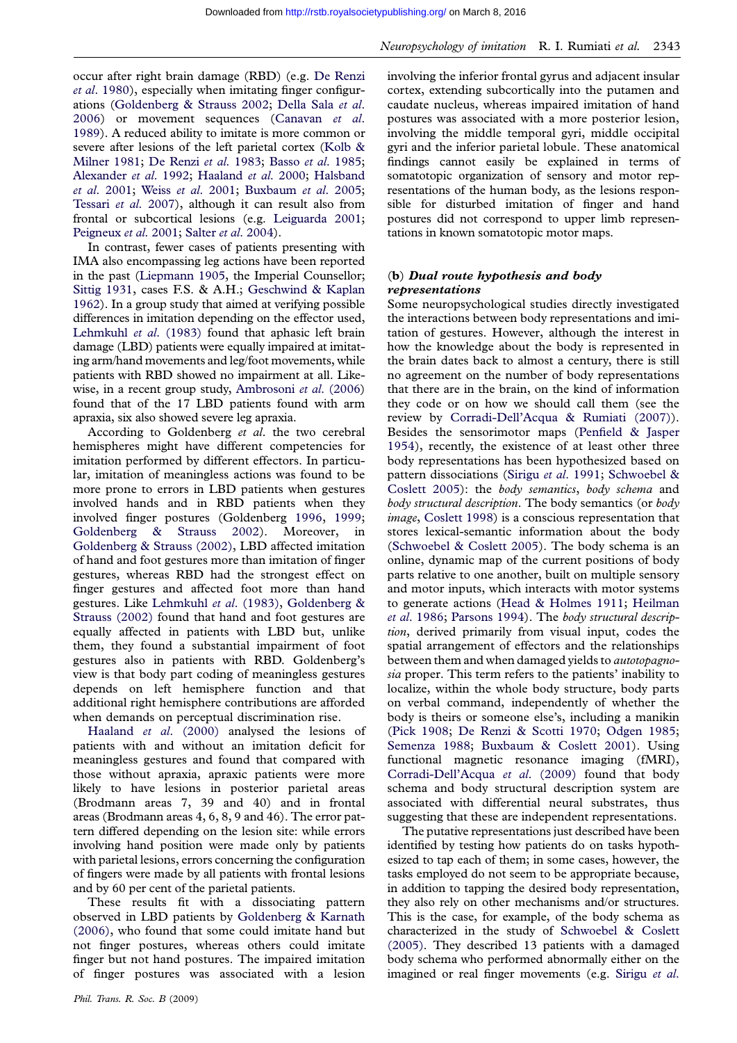occur after right brain damage (RBD) (e.g. De Renzi *et al.* 1980), especially when imitating finger configurations (Goldenberg & Strauss 2002; Della Sala *et al.* 2006) or movement sequences (Canavan *et al.* 1989). A reduced ability to imitate is more common or severe after lesions of the left parietal cortex (Kolb & Milner 1981; De Renzi *et al.* 1983; Basso *et al.* 1985; Alexander *et al.* 1992; Haaland *et al.* 2000; Halsband *et al.* 2001; Weiss *et al.* 2001; Buxbaum *et al.* 2005; Tessari *et al.* 2007), although it can result also from frontal or subcortical lesions (e.g. Leiguarda 2001; Peigneux *et al.* 2001; Salter *et al.* 2004).

In contrast, fewer cases of patients presenting with IMA also encompassing leg actions have been reported in the past (Liepmann 1905, the Imperial Counsellor; Sittig 1931, cases F.S. & A.H.; Geschwind & Kaplan 1962). In a group study that aimed at verifying possible differences in imitation depending on the effector used, Lehmkuhl *et al.* (1983) found that aphasic left brain damage (LBD) patients were equally impaired at imitating arm/hand movements and leg/foot movements, while patients with RBD showed no impairment at all. Likewise, in a recent group study, Ambrosoni *et al.* (2006) found that of the 17 LBD patients found with arm apraxia, six also showed severe leg apraxia.

According to Goldenberg *et al.* the two cerebral hemispheres might have different competencies for imitation performed by different effectors. In particular, imitation of meaningless actions was found to be more prone to errors in LBD patients when gestures involved hands and in RBD patients when they involved finger postures (Goldenberg 1996, 1999; Goldenberg & Strauss 2002). Moreover, in Goldenberg & Strauss (2002), LBD affected imitation of hand and foot gestures more than imitation of finger gestures, whereas RBD had the strongest effect on finger gestures and affected foot more than hand gestures. Like Lehmkuhl *et al.* (1983), Goldenberg & Strauss (2002) found that hand and foot gestures are equally affected in patients with LBD but, unlike them, they found a substantial impairment of foot gestures also in patients with RBD. Goldenberg's view is that body part coding of meaningless gestures depends on left hemisphere function and that additional right hemisphere contributions are afforded when demands on perceptual discrimination rise.

Haaland *et al.* (2000) analysed the lesions of patients with and without an imitation deficit for meaningless gestures and found that compared with those without apraxia, apraxic patients were more likely to have lesions in posterior parietal areas (Brodmann areas 7, 39 and 40) and in frontal areas (Brodmann areas 4, 6, 8, 9 and 46). The error pattern differed depending on the lesion site: while errors involving hand position were made only by patients with parietal lesions, errors concerning the configuration of fingers were made by all patients with frontal lesions and by 60 per cent of the parietal patients.

These results fit with a dissociating pattern observed in LBD patients by Goldenberg & Karnath (2006), who found that some could imitate hand but not finger postures, whereas others could imitate finger but not hand postures. The impaired imitation of finger postures was associated with a lesion involving the inferior frontal gyrus and adjacent insular cortex, extending subcortically into the putamen and caudate nucleus, whereas impaired imitation of hand postures was associated with a more posterior lesion, involving the middle temporal gyri, middle occipital gyri and the inferior parietal lobule. These anatomical findings cannot easily be explained in terms of somatotopic organization of sensory and motor representations of the human body, as the lesions responsible for disturbed imitation of finger and hand postures did not correspond to upper limb representations in known somatotopic motor maps.

### (b) *Dual route hypothesis and body representations*

Some neuropsychological studies directly investigated the interactions between body representations and imitation of gestures. However, although the interest in how the knowledge about the body is represented in the brain dates back to almost a century, there is still no agreement on the number of body representations that there are in the brain, on the kind of information they code or on how we should call them (see the review by Corradi-Dell'Acqua & Rumiati (2007)). Besides the sensorimotor maps (Penfield & Jasper 1954), recently, the existence of at least other three body representations has been hypothesized based on pattern dissociations (Sirigu *et al.* 1991; Schwoebel & Coslett 2005): the *body semantics*, *body schema* and *body structural description*. The body semantics (or *body image*, Coslett 1998) is a conscious representation that stores lexical-semantic information about the body (Schwoebel & Coslett 2005). The body schema is an online, dynamic map of the current positions of body parts relative to one another, built on multiple sensory and motor inputs, which interacts with motor systems to generate actions (Head & Holmes 1911; Heilman *et al.* 1986; Parsons 1994). The *body structural description*, derived primarily from visual input, codes the spatial arrangement of effectors and the relationships between them and when damaged yields to *autotopagnosia* proper. This term refers to the patients' inability to localize, within the whole body structure, body parts on verbal command, independently of whether the body is theirs or someone else's, including a manikin (Pick 1908; De Renzi & Scotti 1970; Odgen 1985; Semenza 1988; Buxbaum & Coslett 2001). Using functional magnetic resonance imaging (fMRI), Corradi-Dell'Acqua *et al.* (2009) found that body schema and body structural description system are associated with differential neural substrates, thus suggesting that these are independent representations.

The putative representations just described have been identified by testing how patients do on tasks hypothesized to tap each of them; in some cases, however, the tasks employed do not seem to be appropriate because, in addition to tapping the desired body representation, they also rely on other mechanisms and/or structures. This is the case, for example, of the body schema as characterized in the study of Schwoebel & Coslett (2005). They described 13 patients with a damaged body schema who performed abnormally either on the imagined or real finger movements (e.g. Sirigu *et al.*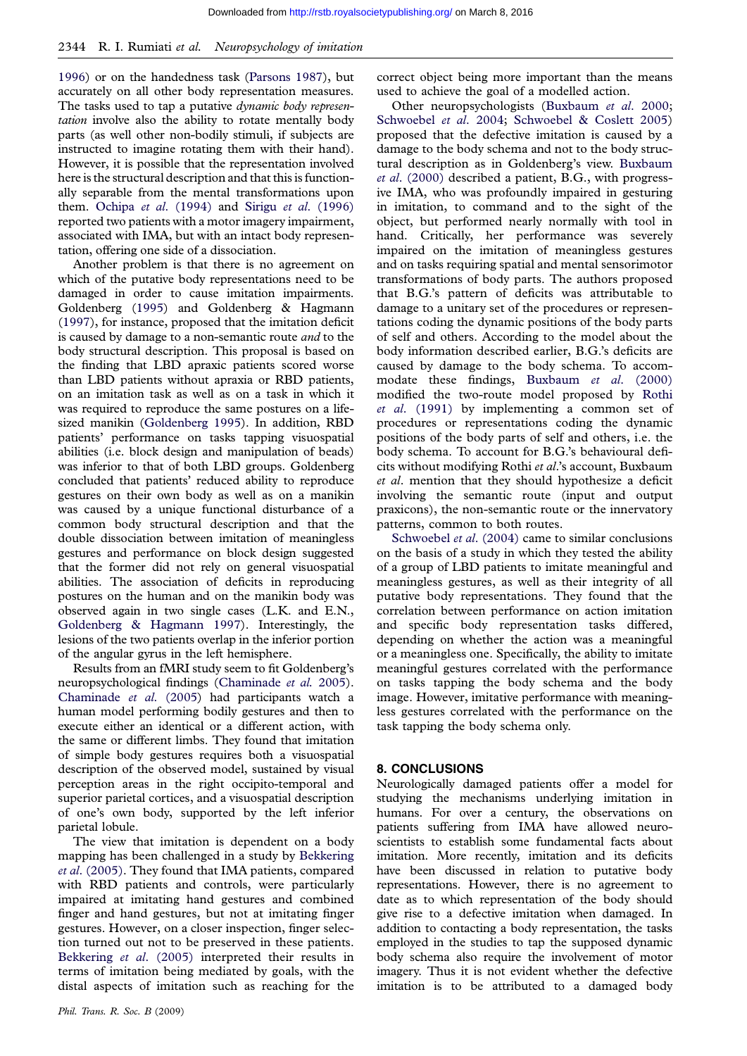1996) or on the handedness task (Parsons 1987), but accurately on all other body representation measures. The tasks used to tap a putative *dynamic body representation* involve also the ability to rotate mentally body parts (as well other non-bodily stimuli, if subjects are instructed to imagine rotating them with their hand). However, it is possible that the representation involved here is the structural description and that this is functionally separable from the mental transformations upon them. Ochipa *et al.* (1994) and Sirigu *et al.* (1996) reported two patients with a motor imagery impairment, associated with IMA, but with an intact body representation, offering one side of a dissociation.

Another problem is that there is no agreement on which of the putative body representations need to be damaged in order to cause imitation impairments. Goldenberg (1995) and Goldenberg & Hagmann (1997), for instance, proposed that the imitation deficit is caused by damage to a non-semantic route *and* to the body structural description. This proposal is based on the finding that LBD apraxic patients scored worse than LBD patients without apraxia or RBD patients, on an imitation task as well as on a task in which it was required to reproduce the same postures on a life-sized manikin (Goldenberg 1995). In addition, RBD patients' performance on tasks tapping visuospatial abilities (i.e. block design and manipulation of beads) was inferior to that of both LBD groups. Goldenberg concluded that patients' reduced ability to reproduce gestures on their own body as well as on a manikin was caused by a unique functional disturbance of a common body structural description and that the double dissociation between imitation of meaningless gestures and performance on block design suggested that the former did not rely on general visuospatial abilities. The association of deficits in reproducing postures on the human and on the manikin body was observed again in two single cases (L.K. and E.N., Goldenberg & Hagmann 1997). Interestingly, the lesions of the two patients overlap in the inferior portion of the angular gyrus in the left hemisphere.

Results from an fMRI study seem to fit Goldenberg's neuropsychological findings (Chaminade *et al.* 2005). Chaminade *et al.* (2005) had participants watch a human model performing bodily gestures and then to execute either an identical or a different action, with the same or different limbs. They found that imitation of simple body gestures requires both a visuospatial description of the observed model, sustained by visual perception areas in the right occipito-temporal and superior parietal cortices, and a visuospatial description of one's own body, supported by the left inferior parietal lobule.

The view that imitation is dependent on a body mapping has been challenged in a study by Bekkering *et al.* (2005). They found that IMA patients, compared with RBD patients and controls, were particularly impaired at imitating hand gestures and combined finger and hand gestures, but not at imitating finger gestures. However, on a closer inspection, finger selection turned out not to be preserved in these patients. Bekkering *et al.* (2005) interpreted their results in terms of imitation being mediated by goals, with the distal aspects of imitation such as reaching for the correct object being more important than the means used to achieve the goal of a modelled action.

Other neuropsychologists (Buxbaum *et al.* 2000; Schwoebel *et al.* 2004; Schwoebel & Coslett 2005) proposed that the defective imitation is caused by a damage to the body schema and not to the body structural description as in Goldenberg's view. Buxbaum *et al.* (2000) described a patient, B.G., with progressive IMA, who was profoundly impaired in gesturing in imitation, to command and to the sight of the object, but performed nearly normally with tool in hand. Critically, her performance was severely impaired on the imitation of meaningless gestures and on tasks requiring spatial and mental sensorimotor transformations of body parts. The authors proposed that B.G.'s pattern of deficits was attributable to damage to a unitary set of the procedures or representations coding the dynamic positions of the body parts of self and others. According to the model about the body information described earlier, B.G.'s deficits are caused by damage to the body schema. To accommodate these findings, Buxbaum *et al.* (2000) modified the two-route model proposed by Rothi *et al.* (1991) by implementing a common set of procedures or representations coding the dynamic positions of the body parts of self and others, i.e. the body schema. To account for B.G.'s behavioural deficits without modifying Rothi *et al.*'s account, Buxbaum *et al.* mention that they should hypothesize a deficit involving the semantic route (input and output praxicons), the non-semantic route or the innervatory patterns, common to both routes.

Schwoebel *et al.* (2004) came to similar conclusions on the basis of a study in which they tested the ability of a group of LBD patients to imitate meaningful and meaningless gestures, as well as their integrity of all putative body representations. They found that the correlation between performance on action imitation and specific body representation tasks differed, depending on whether the action was a meaningful or a meaningless one. Specifically, the ability to imitate meaningful gestures correlated with the performance on tasks tapping the body schema and the body image. However, imitative performance with meaningless gestures correlated with the performance on the task tapping the body schema only.

## 8. CONCLUSIONS

Neurologically damaged patients offer a model for studying the mechanisms underlying imitation in humans. For over a century, the observations on patients suffering from IMA have allowed neuroscientists to establish some fundamental facts about imitation. More recently, imitation and its deficits have been discussed in relation to putative body representations. However, there is no agreement to date as to which representation of the body should give rise to a defective imitation when damaged. In addition to contacting a body representation, the tasks employed in the studies to tap the supposed dynamic body schema also require the involvement of motor imagery. Thus it is not evident whether the defective imitation is to be attributed to a damaged body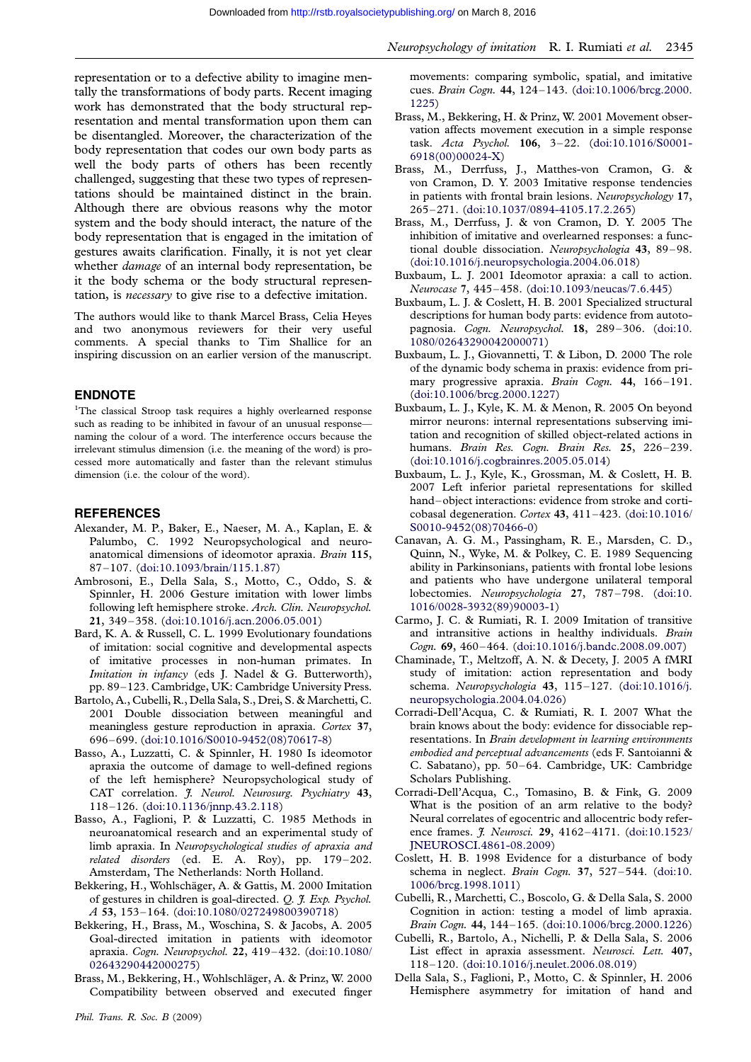representation or to a defective ability to imagine mentally the transformations of body parts. Recent imaging work has demonstrated that the body structural representation and mental transformation upon them can be disentangled. Moreover, the characterization of the body representation that codes our own body parts as well the body parts of others has been recently challenged, suggesting that these two types of representations should be maintained distinct in the brain. Although there are obvious reasons why the motor system and the body should interact, the nature of the body representation that is engaged in the imitation of gestures awaits clarification. Finally, it is not yet clear whether *damage* of an internal body representation, be it the body schema or the body structural representation, is *necessary* to give rise to a defective imitation.

The authors would like to thank Marcel Brass, Celia Heyes and two anonymous reviewers for their very useful comments. A special thanks to Tim Shallice for an inspiring discussion on an earlier version of the manuscript.

## ENDNOTE

[1]The classical Stroop task requires a highly overlearned response such as reading to be inhibited in favour of an unusual response—naming the colour of a word. The interference occurs because the irrelevant stimulus dimension (i.e. the meaning of the word) is processed more automatically and faster than the relevant stimulus dimension (i.e. the colour of the word).

## REFERENCES

Alexander, M. P., Baker, E., Naeser, M. A., Kaplan, E. & Palumbo, C. 1992 Neuropsychological and neuroanatomical dimensions of ideomotor apraxia. *Brain* **115**, 87–107. (doi:10.1093/brain/115.1.87)

Ambrosoni, E., Della Sala, S., Motto, C., Oddo, S. & Spinnler, H. 2006 Gesture imitation with lower limbs following left hemisphere stroke. *Arch. Clin. Neuropsychol.* **21**, 349–358. (doi:10.1016/j.acn.2006.05.001)

Bard, K. A. & Russell, C. L. 1999 Evolutionary foundations of imitation: social cognitive and developmental aspects of imitative processes in non-human primates. In *Imitation in infancy* (eds J. Nadel & G. Butterworth), pp. 89–123. Cambridge, UK: Cambridge University Press.

Bartolo, A., Cubelli, R., Della Sala, S., Drei, S. & Marchetti, C. 2001 Double dissociation between meaningful and meaningless gesture reproduction in apraxia. *Cortex* **37**, 696–699. (doi:10.1016/S0010-9452(08)70617-8)

Basso, A., Luzzatti, C. & Spinnler, H. 1980 Is ideomotor apraxia the outcome of damage to well-defined regions of the left hemisphere? Neuropsychological study of CAT correlation. *J. Neurol. Neurosurg. Psychiatry* **43**, 118–126. (doi:10.1136/jnnp.43.2.118)

Basso, A., Faglioni, P. & Luzzatti, C. 1985 Methods in neuroanatomical research and an experimental study of limb apraxia. In *Neuropsychological studies of apraxia and related disorders* (ed. E. A. Roy), pp. 179–202. Amsterdam, The Netherlands: North Holland.

Bekkering, H., Wohlschläger, A. & Gattis, M. 2000 Imitation of gestures in children is goal-directed. *Q. J. Exp. Psychol. A* **53**, 153–164. (doi:10.1080/027249800390718)

Bekkering, H., Brass, M., Woschina, S. & Jacobs, A. 2005 Goal-directed imitation in patients with ideomotor apraxia. *Cogn. Neuropsychol.* **22**, 419–432. (doi:10.1080/02643290442000275)

Brass, M., Bekkering, H., Wohlschläger, A. & Prinz, W. 2000 Compatibility between observed and executed finger movements: comparing symbolic, spatial, and imitative cues. *Brain Cogn.* **44**, 124–143. (doi:10.1006/brcg.2000.1225)

Brass, M., Bekkering, H. & Prinz, W. 2001 Movement observation affects movement execution in a simple response task. *Acta Psychol.* **106**, 3–22. (doi:10.1016/S0001-6918(00)00024-X)

Brass, M., Derrfuss, J., Matthes-von Cramon, G. & von Cramon, D. Y. 2003 Imitative response tendencies in patients with frontal brain lesions. *Neuropsychology* **17**, 265–271. (doi:10.1037/0894-4105.17.2.265)

Brass, M., Derrfuss, J. & von Cramon, D. Y. 2005 The inhibition of imitative and overlearned responses: a functional double dissociation. *Neuropsychologia* **43**, 89–98. (doi:10.1016/j.neuropsychologia.2004.06.018)

Buxbaum, L. J. 2001 Ideomotor apraxia: a call to action. *Neurocase* **7**, 445–458. (doi:10.1093/neucas/7.6.445)

Buxbaum, L. J. & Coslett, H. B. 2001 Specialized structural descriptions for human body parts: evidence from autotopagnosia. *Cogn. Neuropsychol.* **18**, 289–306. (doi:10.1080/02643290042000071)

Buxbaum, L. J., Giovannetti, T. & Libon, D. 2000 The role of the dynamic body schema in praxis: evidence from primary progressive apraxia. *Brain Cogn.* **44**, 166–191. (doi:10.1006/brcg.2000.1227)

Buxbaum, L. J., Kyle, K. M. & Menon, R. 2005 On beyond mirror neurons: internal representations subserving imitation and recognition of skilled object-related actions in humans. *Brain Res. Cogn. Brain Res.* **25**, 226–239. (doi:10.1016/j.cogbrainres.2005.05.014)

Buxbaum, L. J., Kyle, K., Grossman, M. & Coslett, H. B. 2007 Left inferior parietal representations for skilled hand–object interactions: evidence from stroke and corticobasal degeneration. *Cortex* **43**, 411–423. (doi:10.1016/S0010-9452(08)70466-0)

Canavan, A. G. M., Passingham, R. E., Marsden, C. D., Quinn, N., Wyke, M. & Polkey, C. E. 1989 Sequencing ability in Parkinsonians, patients with frontal lobe lesions and patients who have undergone unilateral temporal lobectomies. *Neuropsychologia* **27**, 787–798. (doi:10.1016/0028-3932(89)90003-1)

Carmo, J. C. & Rumiati, R. I. 2009 Imitation of transitive and intransitive actions in healthy individuals. *Brain Cogn.* **69**, 460–464. (doi:10.1016/j.bandc.2008.09.007)

Chaminade, T., Meltzoff, A. N. & Decety, J. 2005 A fMRI study of imitation: action representation and body schema. *Neuropsychologia* **43**, 115–127. (doi:10.1016/j.neuropsychologia.2004.04.026)

Corradi-Dell'Acqua, C. & Rumiati, R. I. 2007 What the brain knows about the body: evidence for dissociable representations. In *Brain development in learning environments embodied and perceptual advancements* (eds F. Santoianni & C. Sabatano), pp. 50–64. Cambridge, UK: Cambridge Scholars Publishing.

Corradi-Dell'Acqua, C., Tomasino, B. & Fink, G. 2009 What is the position of an arm relative to the body? Neural correlates of egocentric and allocentric body reference frames. *J. Neurosci.* **29**, 4162–4171. (doi:10.1523/JNEUROSCI.4861-08.2009)

Coslett, H. B. 1998 Evidence for a disturbance of body schema in neglect. *Brain Cogn.* **37**, 527–544. (doi:10.1006/brcg.1998.1011)

Cubelli, R., Marchetti, C., Boscolo, G. & Della Sala, S. 2000 Cognition in action: testing a model of limb apraxia. *Brain Cogn.* **44**, 144–165. (doi:10.1006/brcg.2000.1226)

Cubelli, R., Bartolo, A., Nichelli, P. & Della Sala, S. 2006 List effect in apraxia assessment. *Neurosci. Lett.* **407**, 118–120. (doi:10.1016/j.neulet.2006.08.019)

Della Sala, S., Faglioni, P., Motto, C. & Spinnler, H. 2006 Hemisphere asymmetry for imitation of hand and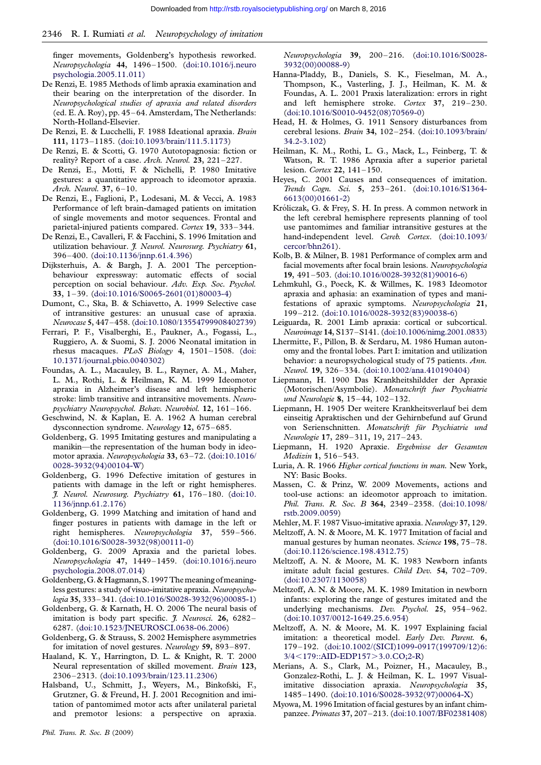finger movements, Goldenberg's hypothesis reworked. *Neuropsychologia* **44**, 1496–1500. (doi:10.1016/j.neuropsychologia.2005.11.011)

De Renzi, E. 1985 Methods of limb apraxia examination and their bearing on the interpretation of the disorder. In *Neuropsychological studies of apraxia and related disorders* (ed. E. A. Roy), pp. 45–64. Amsterdam, The Netherlands: North-Holland-Elsevier.

De Renzi, E. & Lucchelli, F. 1988 Ideational apraxia. *Brain* **111**, 1173–1185. (doi:10.1093/brain/111.5.1173)

De Renzi, E. & Scotti, G. 1970 Autotopagnosia: fiction or reality? Report of a case. *Arch. Neurol.* **23**, 221–227.

De Renzi, E., Motti, F. & Nichelli, P. 1980 Imitative gestures: a quantitative approach to ideomotor apraxia. *Arch. Neurol.* **37**, 6–10.

De Renzi, E., Faglioni, P., Lodesani, M. & Vecci, A. 1983 Performance of left brain-damaged patients on imitation of single movements and motor sequences. Frontal and parietal-injured patients compared. *Cortex* **19**, 333–344.

De Renzi, E., Cavalleri, F. & Facchini, S. 1996 Imitation and utilization behaviour. *J. Neurol. Neurosurg. Psychiatry* **61**, 396–400. (doi:10.1136/jnnp.61.4.396)

Dijksterhuis, A. & Bargh, J. A. 2001 The perception-behaviour expressway: automatic effects of social perception on social behaviour. *Adv. Exp. Soc. Psychol.* **33**, 1–39. (doi:10.1016/S0065-2601(01)80003-4)

Dumont, C., Ska, B. & Schiavetto, A. 1999 Selective case of intransitive gestures: an unusual case of apraxia. *Neurocase* **5**, 447–458. (doi:10.1080/13554799908402739)

Ferrari, P. F., Visalberghi, E., Paukner, A., Fogassi, L., Ruggiero, A. & Suomi, S. J. 2006 Neonatal imitation in rhesus macaques. *PLoS Biology* **4**, 1501–1508. (doi:10.1371/journal.pbio.0040302)

Foundas, A. L., Macauley, B. L., Rayner, A. M., Maher, L. M., Rothi, L. & Heilman, K. M. 1999 Ideomotor apraxia in Alzheimer's disease and left hemispheric stroke: limb transitive and intransitive movements. *Neuropsychiatry Neuropsychol. Behav. Neurobiol.* **12**, 161–166.

Geschwind, N. & Kaplan, E. A. 1962 A human cerebral dysconnection syndrome. *Neurology* **12**, 675–685.

Goldenberg, G. 1995 Imitating gestures and manipulating a manikin—the representation of the human body in ideomotor apraxia. *Neuropsychologia* **33**, 63–72. (doi:10.1016/0028-3932(94)00104-W)

Goldenberg, G. 1996 Defective imitation of gestures in patients with damage in the left or right hemispheres. *J. Neurol. Neurosurg. Psychiatry* **61**, 176–180. (doi:10.1136/jnnp.61.2.176)

Goldenberg, G. 1999 Matching and imitation of hand and finger postures in patients with damage in the left or right hemispheres. *Neuropsychologia* **37**, 559–566. (doi:10.1016/S0028-3932(98)00111-0)

Goldenberg, G. 2009 Apraxia and the parietal lobes. *Neuropsychologia* **47**, 1449–1459. (doi:10.1016/j.neuropsychologia.2008.07.014)

Goldenberg, G. & Hagmann, S. 1997 The meaning of meaningless gestures: a study of visuo-imitative apraxia. *Neuropsychologia* **35**, 333–341. (doi:10.1016/S0028-3932(96)00085-1)

Goldenberg, G. & Karnath, H. O. 2006 The neural basis of imitation is body part specific. *J. Neurosci.* **26**, 6282–6287. (doi:10.1523/JNEUROSCI.0638-06.2006)

Goldenberg, G. & Strauss, S. 2002 Hemisphere asymmetries for imitation of novel gestures. *Neurology* **59**, 893–897.

Haaland, K. Y., Harrington, D. L. & Knight, R. T. 2000 Neural representation of skilled movement. *Brain* **123**, 2306–2313. (doi:10.1093/brain/123.11.2306)

Halsband, U., Schmitt, J., Weyers, M., Binkofski, F., Grutzner, G. & Freund, H. J. 2001 Recognition and imitation of pantomimed motor acts after unilateral parietal and premotor lesions: a perspective on apraxia. *Neuropsychologia* **39**, 200–216. (doi:10.1016/S0028-3932(00)00088-9)

Hanna-Pladdy, B., Daniels, S. K., Fieselman, M. A., Thompson, K., Vasterling, J. J., Heilman, K. M. & Foundas, A. L. 2001 Praxis lateralization: errors in right and left hemisphere stroke. *Cortex* **37**, 219–230. (doi:10.1016/S0010-9452(08)70569-0)

Head, H. & Holmes, G. 1911 Sensory disturbances from cerebral lesions. *Brain* **34**, 102–254. (doi:10.1093/brain/34.2-3.102)

Heilman, K. M., Rothi, L. G., Mack, L., Feinberg, T. & Watson, R. T. 1986 Apraxia after a superior parietal lesion. *Cortex* **22**, 141–150.

Heyes, C. 2001 Causes and consequences of imitation. *Trends Cogn. Sci.* **5**, 253–261. (doi:10.1016/S1364-6613(00)01661-2)

Króliczak, G. & Frey, S. H. In press. A common network in the left cerebral hemisphere represents planning of tool use pantomimes and familiar intransitive gestures at the hand-independent level. *Cereb. Cortex*. (doi:10.1093/cercor/bhn261).

Kolb, B. & Milner, B. 1981 Performance of complex arm and facial movements after focal brain lesions. *Neuropsychologia* **19**, 491–503. (doi:10.1016/0028-3932(81)90016-6)

Lehmkuhl, G., Poeck, K. & Willmes, K. 1983 Ideomotor apraxia and aphasia: an examination of types and manifestations of apraxic symptoms. *Neuropsychologia* **21**, 199–212. (doi:10.1016/0028-3932(83)90038-6)

Leiguarda, R. 2001 Limb apraxia: cortical or subcortical. *Neuroimage* **14**, S137–S141. (doi:10.1006/nimg.2001.0833)

Lhermitte, F., Pillon, B. & Serdaru, M. 1986 Human autonomy and the frontal lobes. Part I: imitation and utilization behavior: a neuropsychological study of 75 patients. *Ann. Neurol.* **19**, 326–334. (doi:10.1002/ana.410190404)

Liepmann, H. 1900 Das Krankheitshildder der Apraxie (Motorischen/Asymbolie). *Monatschrift fuer Psychiatrie und Neurologie* **8**, 15–44, 102–132.

Liepmann, H. 1905 Der weitere Krankheitsverlauf bei dem einseitig Apraktischen und der Gehirnbefund auf Grund von Serienschnitten. *Monatschrift für Psychiatrie und Neurologie* **17**, 289–311, 19, 217–243.

Liepmann, H. 1920 Apraxie. *Ergebnisse der Gesamten Medizin* **1**, 516–543.

Luria, A. R. 1966 *Higher cortical functions in man*. New York, NY: Basic Books.

Massen, C. & Prinz, W. 2009 Movements, actions and tool-use actions: an ideomotor approach to imitation. *Phil. Trans. R. Soc. B* **364**, 2349–2358. (doi:10.1098/rstb.2009.0059)

Mehler, M. F. 1987 Visuo-imitative apraxia. *Neurology* **37**, 129.

Meltzoff, A. N. & Moore, M. K. 1977 Imitation of facial and manual gestures by human neonates. *Science* **198**, 75–78. (doi:10.1126/science.198.4312.75)

Meltzoff, A. N. & Moore, M. K. 1983 Newborn infants imitate adult facial gestures. *Child Dev.* **54**, 702–709. (doi:10.2307/1130058)

Meltzoff, A. N. & Moore, M. K. 1989 Imitation in newborn infants: exploring the range of gestures imitated and the underlying mechanisms. *Dev. Psychol.* **25**, 954–962. (doi:10.1037/0012-1649.25.6.954)

Meltzoff, A. N. & Moore, M. K. 1997 Explaining facial imitation: a theoretical model. *Early Dev. Parent.* **6**, 179–192. (doi:10.1002/(SICI)1099-0917(199709/12)6:3/4<179::AID-EDP157>3.0.CO;2-R)

Merians, A. S., Clark, M., Poizner, H., Macauley, B., Gonzalez-Rothi, L. J. & Heilman, K. L. 1997 Visual-imitative dissociation apraxia. *Neuropsychologia* **35**, 1485–1490. (doi:10.1016/S0028-3932(97)00064-X)

Myowa, M. 1996 Imitation of facial gestures by an infant chimpanzee. *Primates* **37**, 207–213. (doi:10.1007/BF02381408)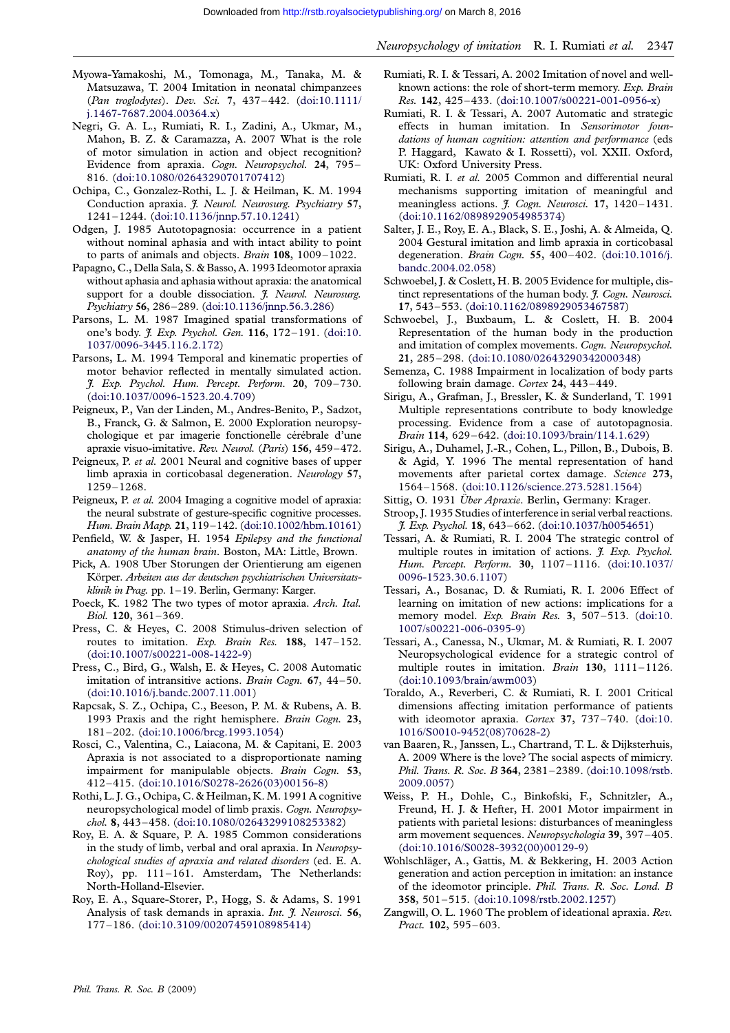Myowa-Yamakoshi, M., Tomonaga, M., Tanaka, M. & Matsuzawa, T. 2004 Imitation in neonatal chimpanzees (*Pan troglodytes*). *Dev. Sci.* **7**, 437–442. (doi:10.1111/j.1467-7687.2004.00364.x)

Negri, G. A. L., Rumiati, R. I., Zadini, A., Ukmar, M., Mahon, B. Z. & Caramazza, A. 2007 What is the role of motor simulation in action and object recognition? Evidence from apraxia. *Cogn. Neuropsychol.* **24**, 795–816. (doi:10.1080/02643290701707412)

Ochipa, C., Gonzalez-Rothi, L. J. & Heilman, K. M. 1994 Conduction apraxia. *J. Neurol. Neurosurg. Psychiatry* **57**, 1241–1244. (doi:10.1136/jnnp.57.10.1241)

Odgen, J. 1985 Autotopagnosia: occurrence in a patient without nominal aphasia and with intact ability to point to parts of animals and objects. *Brain* **108**, 1009–1022.

Papagno, C., Della Sala, S. & Basso, A. 1993 Ideomotor apraxia without aphasia and aphasia without apraxia: the anatomical support for a double dissociation. *J. Neurol. Neurosurg. Psychiatry* **56**, 286–289. (doi:10.1136/jnnp.56.3.286)

Parsons, L. M. 1987 Imagined spatial transformations of one's body. *J. Exp. Psychol. Gen.* **116**, 172–191. (doi:10.1037/0096-3445.116.2.172)

Parsons, L. M. 1994 Temporal and kinematic properties of motor behavior reflected in mentally simulated action. *J. Exp. Psychol. Hum. Percept. Perform.* **20**, 709–730. (doi:10.1037/0096-1523.20.4.709)

Peigneux, P., Van der Linden, M., Andres-Benito, P., Sadzot, B., Franck, G. & Salmon, E. 2000 Exploration neuropsychologique et par imagerie fonctionelle cérébrale d'une apraxie visuo-imitative. *Rev. Neurol. (Paris)* **156**, 459–472.

Peigneux, P. *et al.* 2001 Neural and cognitive bases of upper limb apraxia in corticobasal degeneration. *Neurology* **57**, 1259–1268.

Peigneux, P. *et al.* 2004 Imaging a cognitive model of apraxia: the neural substrate of gesture-specific cognitive processes. *Hum. Brain Mapp.* **21**, 119–142. (doi:10.1002/hbm.10161)

Penfield, W. & Jasper, H. 1954 *Epilepsy and the functional anatomy of the human brain*. Boston, MA: Little, Brown.

Pick, A. 1908 Uber Storungen der Orientierung am eigenen Körper. *Arbeiten aus der deutschen psychiatrischen Universitatsklinik in Prag.* pp. 1–19. Berlin, Germany: Karger.

Poeck, K. 1982 The two types of motor apraxia. *Arch. Ital. Biol.* **120**, 361–369.

Press, C. & Heyes, C. 2008 Stimulus-driven selection of routes to imitation. *Exp. Brain Res.* **188**, 147–152. (doi:10.1007/s00221-008-1422-9)

Press, C., Bird, G., Walsh, E. & Heyes, C. 2008 Automatic imitation of intransitive actions. *Brain Cogn.* **67**, 44–50. (doi:10.1016/j.bandc.2007.11.001)

Rapcsak, S. Z., Ochipa, C., Beeson, P. M. & Rubens, A. B. 1993 Praxis and the right hemisphere. *Brain Cogn.* **23**, 181–202. (doi:10.1006/brcg.1993.1054)

Rosci, C., Valentina, C., Laiacona, M. & Capitani, E. 2003 Apraxia is not associated to a disproportionate naming impairment for manipulable objects. *Brain Cogn.* **53**, 412–415. (doi:10.1016/S0278-2626(03)00156-8)

Rothi, L. J. G., Ochipa, C. & Heilman, K. M. 1991 A cognitive neuropsychological model of limb praxis. *Cogn. Neuropsychol.* **8**, 443–458. (doi:10.1080/02643299108253382)

Roy, E. A. & Square, P. A. 1985 Common considerations in the study of limb, verbal and oral apraxia. In *Neuropsychological studies of apraxia and related disorders* (ed. E. A. Roy), pp. 111–161. Amsterdam, The Netherlands: North-Holland-Elsevier.

Roy, E. A., Square-Storer, P., Hogg, S. & Adams, S. 1991 Analysis of task demands in apraxia. *Int. J. Neurosci.* **56**, 177–186. (doi:10.3109/00207459108985414)

Rumiati, R. I. & Tessari, A. 2002 Imitation of novel and well-known actions: the role of short-term memory. *Exp. Brain Res.* **142**, 425–433. (doi:10.1007/s00221-001-0956-x)

Rumiati, R. I. & Tessari, A. 2007 Automatic and strategic effects in human imitation. In *Sensorimotor foundations of human cognition: attention and performance* (eds P. Haggard, Kawato & I. Rossetti), vol. XXII. Oxford, UK: Oxford University Press.

Rumiati, R. I. *et al.* 2005 Common and differential neural mechanisms supporting imitation of meaningful and meaningless actions. *J. Cogn. Neurosci.* **17**, 1420–1431. (doi:10.1162/0898929054985374)

Salter, J. E., Roy, E. A., Black, S. E., Joshi, A. & Almeida, Q. 2004 Gestural imitation and limb apraxia in corticobasal degeneration. *Brain Cogn.* **55**, 400–402. (doi:10.1016/j.bandc.2004.02.058)

Schwoebel, J. & Coslett, H. B. 2005 Evidence for multiple, distinct representations of the human body. *J. Cogn. Neurosci.* **17**, 543–553. (doi:10.1162/0898929053467587)

Schwoebel, J., Buxbaum, L. & Coslett, H. B. 2004 Representation of the human body in the production and imitation of complex movements. *Cogn. Neuropsychol.* **21**, 285–298. (doi:10.1080/02643290342000348)

Semenza, C. 1988 Impairment in localization of body parts following brain damage. *Cortex* **24**, 443–449.

Sirigu, A., Grafman, J., Bressler, K. & Sunderland, T. 1991 Multiple representations contribute to body knowledge processing. Evidence from a case of autotopagnosia. *Brain* **114**, 629–642. (doi:10.1093/brain/114.1.629)

Sirigu, A., Duhamel, J.-R., Cohen, L., Pillon, B., Dubois, B. & Agid, Y. 1996 The mental representation of hand movements after parietal cortex damage. *Science* **273**, 1564–1568. (doi:10.1126/science.273.5281.1564)

Sittig, O. 1931 *Über Apraxie*. Berlin, Germany: Krager.

Stroop, J. 1935 Studies of interference in serial verbal reactions. *J. Exp. Psychol.* **18**, 643–662. (doi:10.1037/h0054651)

Tessari, A. & Rumiati, R. I. 2004 The strategic control of multiple routes in imitation of actions. *J. Exp. Psychol. Hum. Percept. Perform.* **30**, 1107–1116. (doi:10.1037/0096-1523.30.6.1107)

Tessari, A., Bosanac, D. & Rumiati, R. I. 2006 Effect of learning on imitation of new actions: implications for a memory model. *Exp. Brain Res.* **3**, 507–513. (doi:10.1007/s00221-006-0395-9)

Tessari, A., Canessa, N., Ukmar, M. & Rumiati, R. I. 2007 Neuropsychological evidence for a strategic control of multiple routes in imitation. *Brain* **130**, 1111–1126. (doi:10.1093/brain/awm003)

Toraldo, A., Reverberi, C. & Rumiati, R. I. 2001 Critical dimensions affecting imitation performance of patients with ideomotor apraxia. *Cortex* **37**, 737–740. (doi:10.1016/S0010-9452(08)70628-2)

van Baaren, R., Janssen, L., Chartrand, T. L. & Dijksterhuis, A. 2009 Where is the love? The social aspects of mimicry. *Phil. Trans. R. Soc. B* **364**, 2381–2389. (doi:10.1098/rstb.2009.0057)

Weiss, P. H., Dohle, C., Binkofski, F., Schnitzler, A., Freund, H. J. & Hefter, H. 2001 Motor impairment in patients with parietal lesions: disturbances of meaningless arm movement sequences. *Neuropsychologia* **39**, 397–405. (doi:10.1016/S0028-3932(00)00129-9)

Wohlschläger, A., Gattis, M. & Bekkering, H. 2003 Action generation and action perception in imitation: an instance of the ideomotor principle. *Phil. Trans. R. Soc. Lond. B* **358**, 501–515. (doi:10.1098/rstb.2002.1257)

Zangwill, O. L. 1960 The problem of ideational apraxia. *Rev. Pract.* **102**, 595–603.